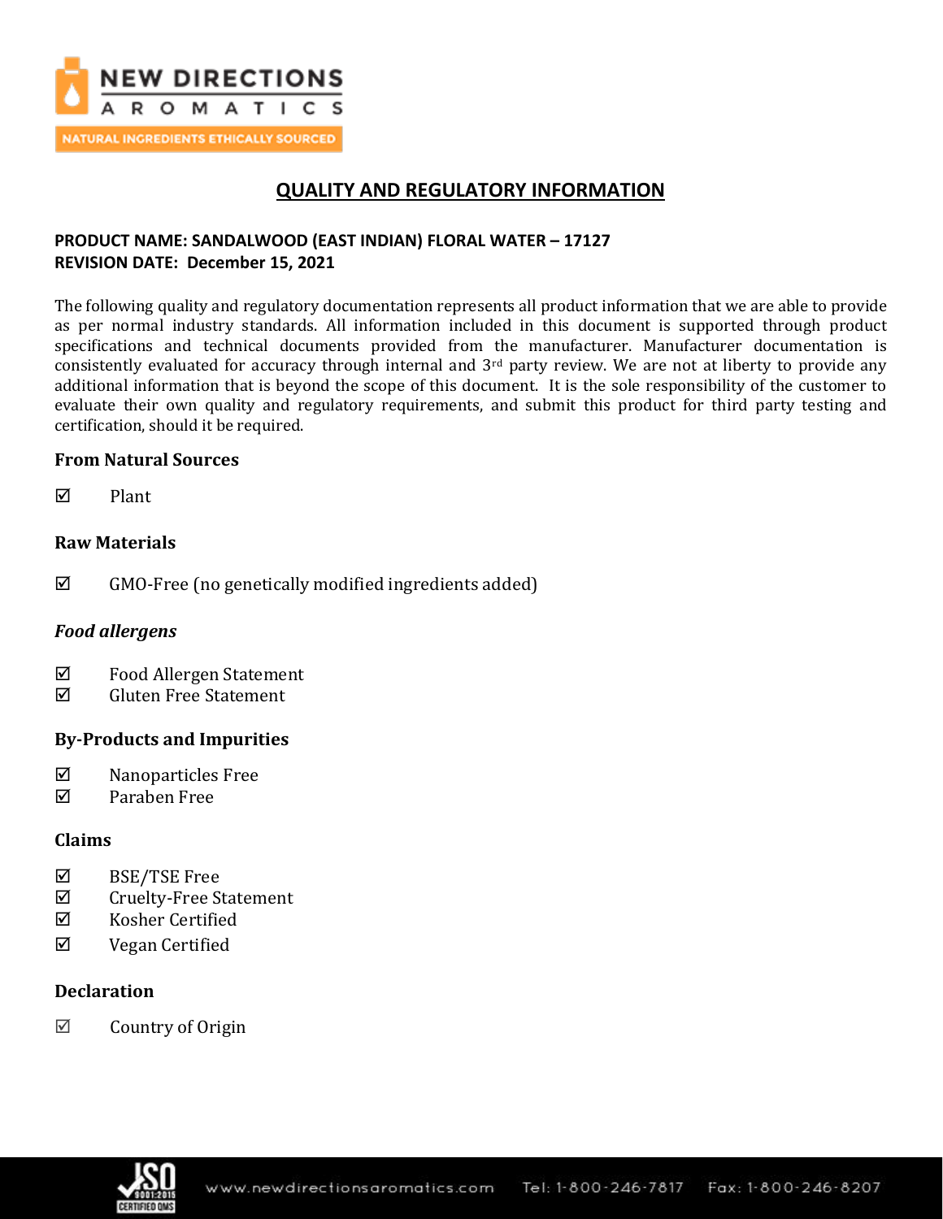# QUALITY AND REGULATORY INFORMATION

**PRODUCT NAME: SANDALWOOD (EAST INDIAN) FLORAL WATER – 17127**
**REVISION DATE: December 15, 2021**

The following quality and regulatory documentation represents all product information that we are able to provide as per normal industry standards. All information included in this document is supported through product specifications and technical documents provided from the manufacturer. Manufacturer documentation is consistently evaluated for accuracy through internal and 3rd party review. We are not at liberty to provide any additional information that is beyond the scope of this document. It is the sole responsibility of the customer to evaluate their own quality and regulatory requirements, and submit this product for third party testing and certification, should it be required.

### From Natural Sources

☑ Plant

### Raw Materials

☑ GMO-Free (no genetically modified ingredients added)

### *Food allergens*

☑ Food Allergen Statement
☑ Gluten Free Statement

### By-Products and Impurities

☑ Nanoparticles Free
☑ Paraben Free

### Claims

☑ BSE/TSE Free
☑ Cruelty-Free Statement
☑ Kosher Certified
☑ Vegan Certified

### Declaration

☑ Country of Origin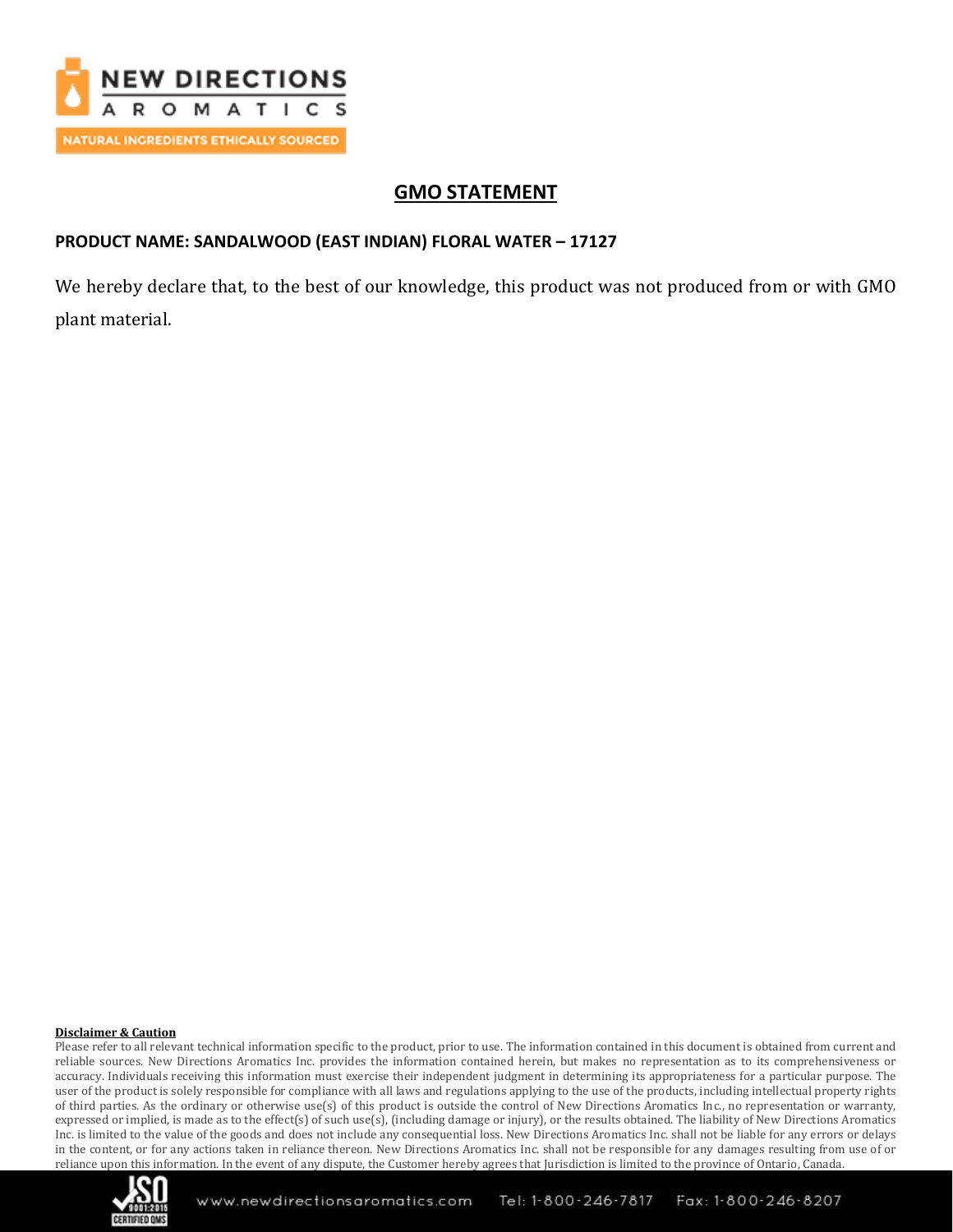# GMO STATEMENT

**PRODUCT NAME: SANDALWOOD (EAST INDIAN) FLORAL WATER – 17127**

We hereby declare that, to the best of our knowledge, this product was not produced from or with GMO plant material.

**Disclaimer & Caution**

Please refer to all relevant technical information specific to the product, prior to use. The information contained in this document is obtained from current and reliable sources. New Directions Aromatics Inc. provides the information contained herein, but makes no representation as to its comprehensiveness or accuracy. Individuals receiving this information must exercise their independent judgment in determining its appropriateness for a particular purpose. The user of the product is solely responsible for compliance with all laws and regulations applying to the use of the products, including intellectual property rights of third parties. As the ordinary or otherwise use(s) of this product is outside the control of New Directions Aromatics Inc., no representation or warranty, expressed or implied, is made as to the effect(s) of such use(s), (including damage or injury), or the results obtained. The liability of New Directions Aromatics Inc. is limited to the value of the goods and does not include any consequential loss. New Directions Aromatics Inc. shall not be liable for any errors or delays in the content, or for any actions taken in reliance thereon. New Directions Aromatics Inc. shall not be responsible for any damages resulting from use of or reliance upon this information. In the event of any dispute, the Customer hereby agrees that Jurisdiction is limited to the province of Ontario, Canada.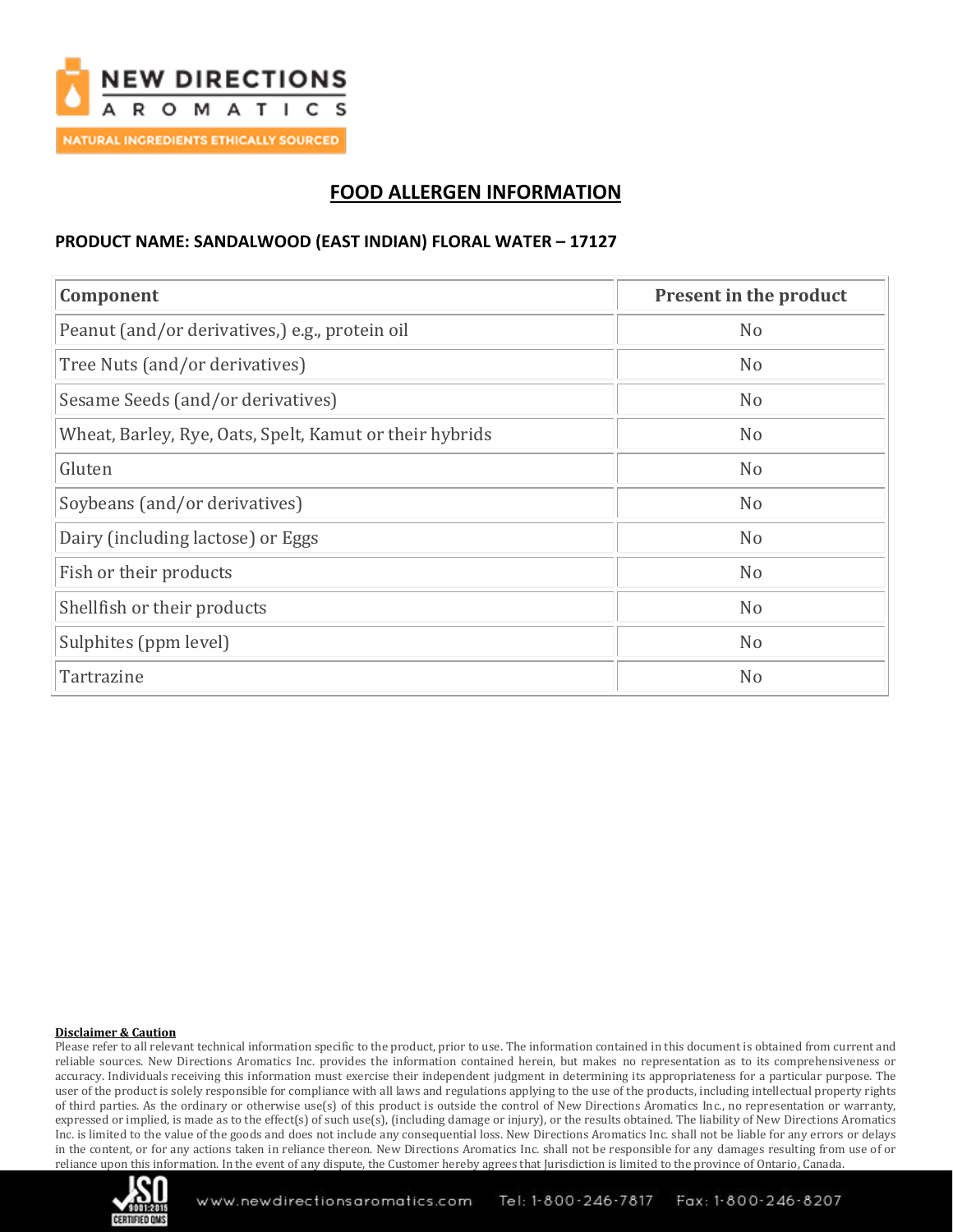# FOOD ALLERGEN INFORMATION

**PRODUCT NAME: SANDALWOOD (EAST INDIAN) FLORAL WATER – 17127**

| Component | Present in the product |
|---|---|
| Peanut (and/or derivatives,) e.g., protein oil | No |
| Tree Nuts (and/or derivatives) | No |
| Sesame Seeds (and/or derivatives) | No |
| Wheat, Barley, Rye, Oats, Spelt, Kamut or their hybrids | No |
| Gluten | No |
| Soybeans (and/or derivatives) | No |
| Dairy (including lactose) or Eggs | No |
| Fish or their products | No |
| Shellfish or their products | No |
| Sulphites (ppm level) | No |
| Tartrazine | No |

**Disclaimer & Caution**

Please refer to all relevant technical information specific to the product, prior to use. The information contained in this document is obtained from current and reliable sources. New Directions Aromatics Inc. provides the information contained herein, but makes no representation as to its comprehensiveness or accuracy. Individuals receiving this information must exercise their independent judgment in determining its appropriateness for a particular purpose. The user of the product is solely responsible for compliance with all laws and regulations applying to the use of the products, including intellectual property rights of third parties. As the ordinary or otherwise use(s) of this product is outside the control of New Directions Aromatics Inc., no representation or warranty, expressed or implied, is made as to the effect(s) of such use(s), (including damage or injury), or the results obtained. The liability of New Directions Aromatics Inc. is limited to the value of the goods and does not include any consequential loss. New Directions Aromatics Inc. shall not be liable for any errors or delays in the content, or for any actions taken in reliance thereon. New Directions Aromatics Inc. shall not be responsible for any damages resulting from use of or reliance upon this information. In the event of any dispute, the Customer hereby agrees that Jurisdiction is limited to the province of Ontario, Canada.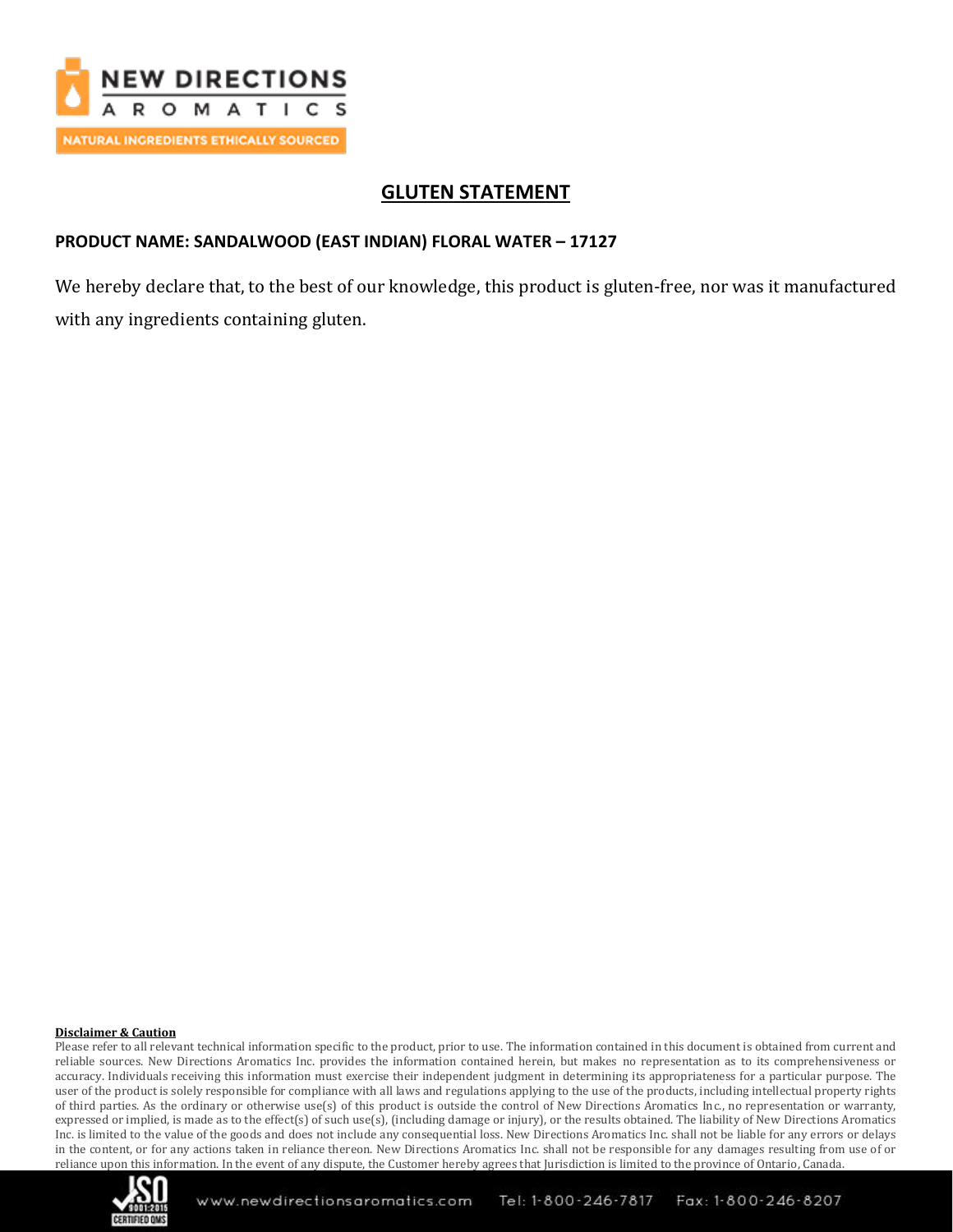## GLUTEN STATEMENT

**PRODUCT NAME: SANDALWOOD (EAST INDIAN) FLORAL WATER – 17127**

We hereby declare that, to the best of our knowledge, this product is gluten-free, nor was it manufactured with any ingredients containing gluten.

**Disclaimer & Caution**

Please refer to all relevant technical information specific to the product, prior to use. The information contained in this document is obtained from current and reliable sources. New Directions Aromatics Inc. provides the information contained herein, but makes no representation as to its comprehensiveness or accuracy. Individuals receiving this information must exercise their independent judgment in determining its appropriateness for a particular purpose. The user of the product is solely responsible for compliance with all laws and regulations applying to the use of the products, including intellectual property rights of third parties. As the ordinary or otherwise use(s) of this product is outside the control of New Directions Aromatics Inc., no representation or warranty, expressed or implied, is made as to the effect(s) of such use(s), (including damage or injury), or the results obtained. The liability of New Directions Aromatics Inc. is limited to the value of the goods and does not include any consequential loss. New Directions Aromatics Inc. shall not be liable for any errors or delays in the content, or for any actions taken in reliance thereon. New Directions Aromatics Inc. shall not be responsible for any damages resulting from use of or reliance upon this information. In the event of any dispute, the Customer hereby agrees that Jurisdiction is limited to the province of Ontario, Canada.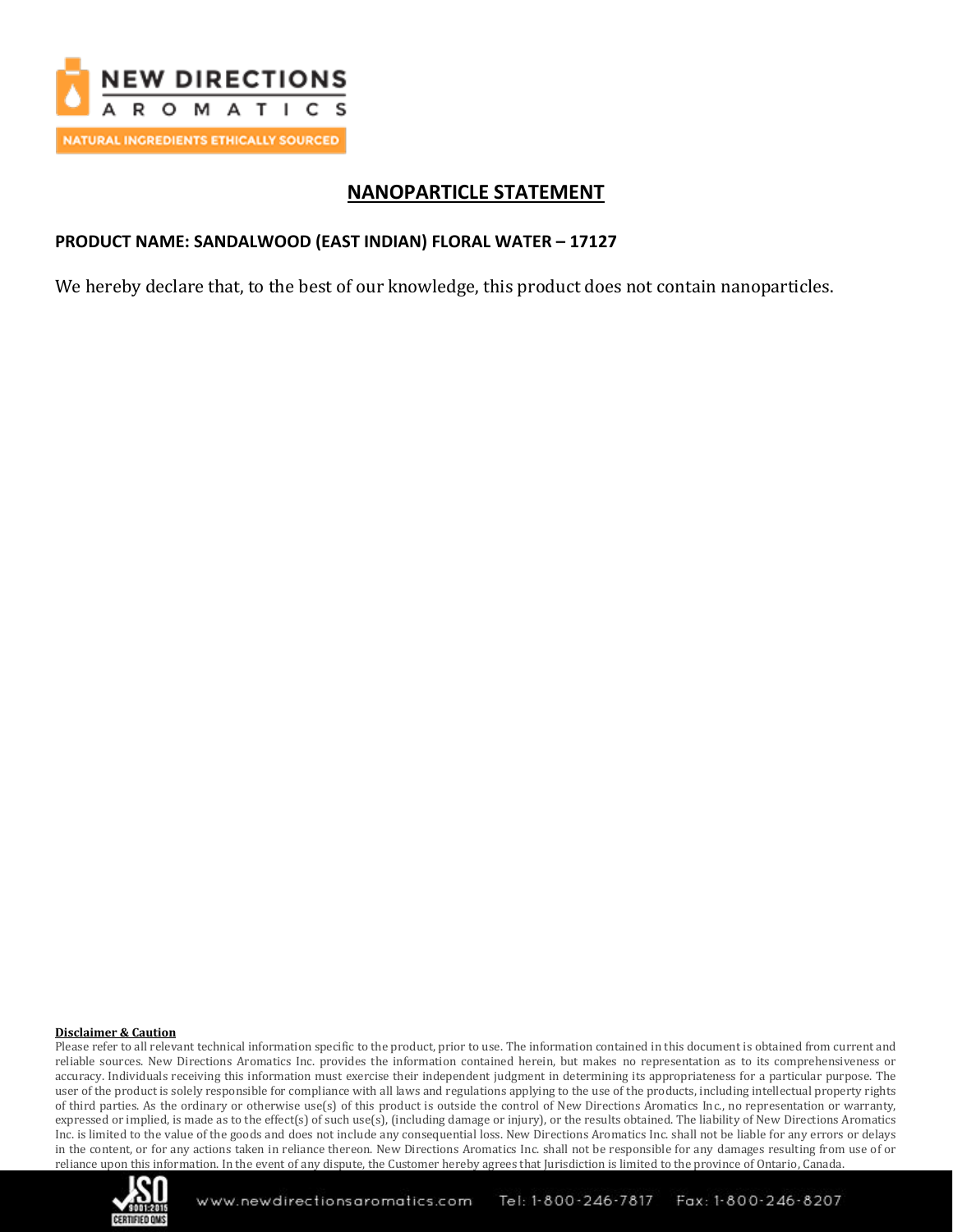NEW DIRECTIONS AROMATICS

NATURAL INGREDIENTS ETHICALLY SOURCED

# NANOPARTICLE STATEMENT

**PRODUCT NAME: SANDALWOOD (EAST INDIAN) FLORAL WATER – 17127**

We hereby declare that, to the best of our knowledge, this product does not contain nanoparticles.

**Disclaimer & Caution**

Please refer to all relevant technical information specific to the product, prior to use. The information contained in this document is obtained from current and reliable sources. New Directions Aromatics Inc. provides the information contained herein, but makes no representation as to its comprehensiveness or accuracy. Individuals receiving this information must exercise their independent judgment in determining its appropriateness for a particular purpose. The user of the product is solely responsible for compliance with all laws and regulations applying to the use of the products, including intellectual property rights of third parties. As the ordinary or otherwise use(s) of this product is outside the control of New Directions Aromatics Inc., no representation or warranty, expressed or implied, is made as to the effect(s) of such use(s), (including damage or injury), or the results obtained. The liability of New Directions Aromatics Inc. is limited to the value of the goods and does not include any consequential loss. New Directions Aromatics Inc. shall not be liable for any errors or delays in the content, or for any actions taken in reliance thereon. New Directions Aromatics Inc. shall not be responsible for any damages resulting from use of or reliance upon this information. In the event of any dispute, the Customer hereby agrees that Jurisdiction is limited to the province of Ontario, Canada.

www.newdirectionsaromatics.com Tel: 1-800-246-7817 Fax: 1-800-246-8207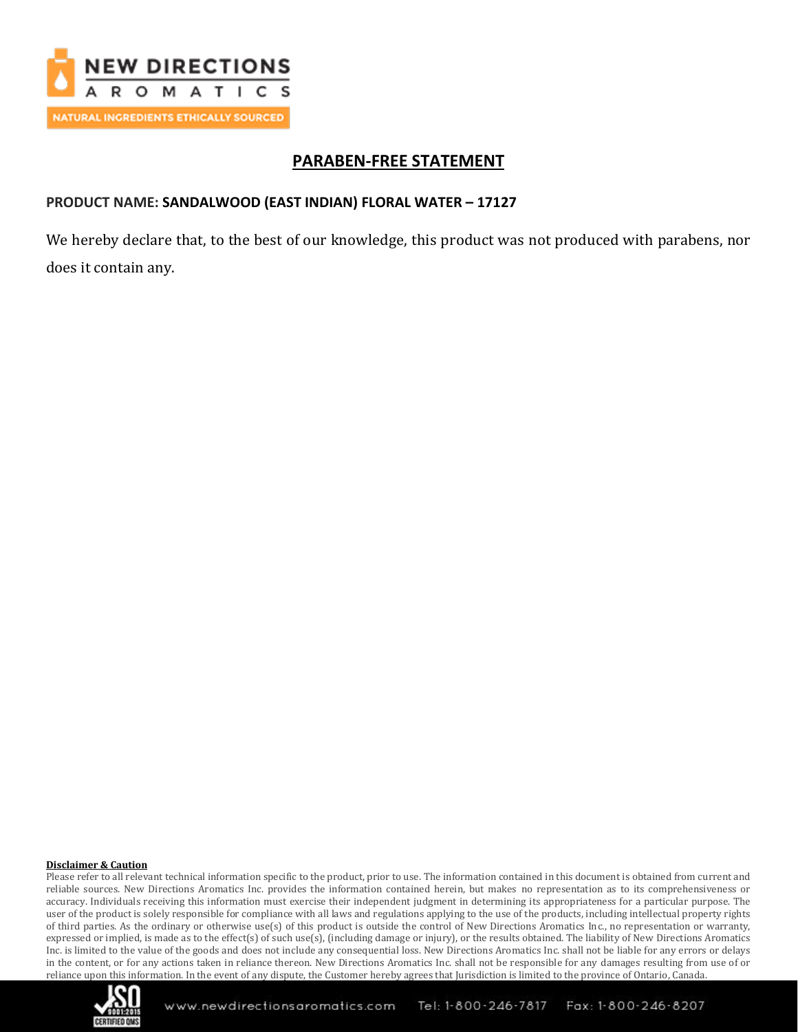## PARABEN-FREE STATEMENT

**PRODUCT NAME: SANDALWOOD (EAST INDIAN) FLORAL WATER – 17127**

We hereby declare that, to the best of our knowledge, this product was not produced with parabens, nor does it contain any.

**Disclaimer & Caution**

Please refer to all relevant technical information specific to the product, prior to use. The information contained in this document is obtained from current and reliable sources. New Directions Aromatics Inc. provides the information contained herein, but makes no representation as to its comprehensiveness or accuracy. Individuals receiving this information must exercise their independent judgment in determining its appropriateness for a particular purpose. The user of the product is solely responsible for compliance with all laws and regulations applying to the use of the products, including intellectual property rights of third parties. As the ordinary or otherwise use(s) of this product is outside the control of New Directions Aromatics Inc., no representation or warranty, expressed or implied, is made as to the effect(s) of such use(s), (including damage or injury), or the results obtained. The liability of New Directions Aromatics Inc. is limited to the value of the goods and does not include any consequential loss. New Directions Aromatics Inc. shall not be liable for any errors or delays in the content, or for any actions taken in reliance thereon. New Directions Aromatics Inc. shall not be responsible for any damages resulting from use of or reliance upon this information. In the event of any dispute, the Customer hereby agrees that Jurisdiction is limited to the province of Ontario, Canada.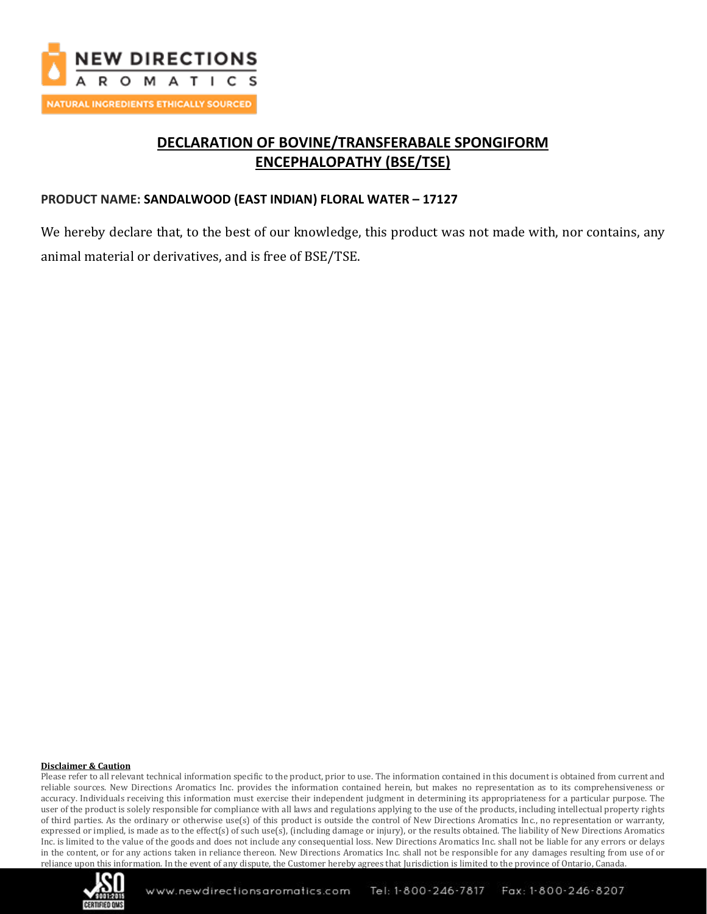# DECLARATION OF BOVINE/TRANSFERABALE SPONGIFORM ENCEPHALOPATHY (BSE/TSE)

**PRODUCT NAME: SANDALWOOD (EAST INDIAN) FLORAL WATER – 17127**

We hereby declare that, to the best of our knowledge, this product was not made with, nor contains, any animal material or derivatives, and is free of BSE/TSE.

**Disclaimer & Caution**

Please refer to all relevant technical information specific to the product, prior to use. The information contained in this document is obtained from current and reliable sources. New Directions Aromatics Inc. provides the information contained herein, but makes no representation as to its comprehensiveness or accuracy. Individuals receiving this information must exercise their independent judgment in determining its appropriateness for a particular purpose. The user of the product is solely responsible for compliance with all laws and regulations applying to the use of the products, including intellectual property rights of third parties. As the ordinary or otherwise use(s) of this product is outside the control of New Directions Aromatics Inc., no representation or warranty, expressed or implied, is made as to the effect(s) of such use(s), (including damage or injury), or the results obtained. The liability of New Directions Aromatics Inc. is limited to the value of the goods and does not include any consequential loss. New Directions Aromatics Inc. shall not be liable for any errors or delays in the content, or for any actions taken in reliance thereon. New Directions Aromatics Inc. shall not be responsible for any damages resulting from use of or reliance upon this information. In the event of any dispute, the Customer hereby agrees that Jurisdiction is limited to the province of Ontario, Canada.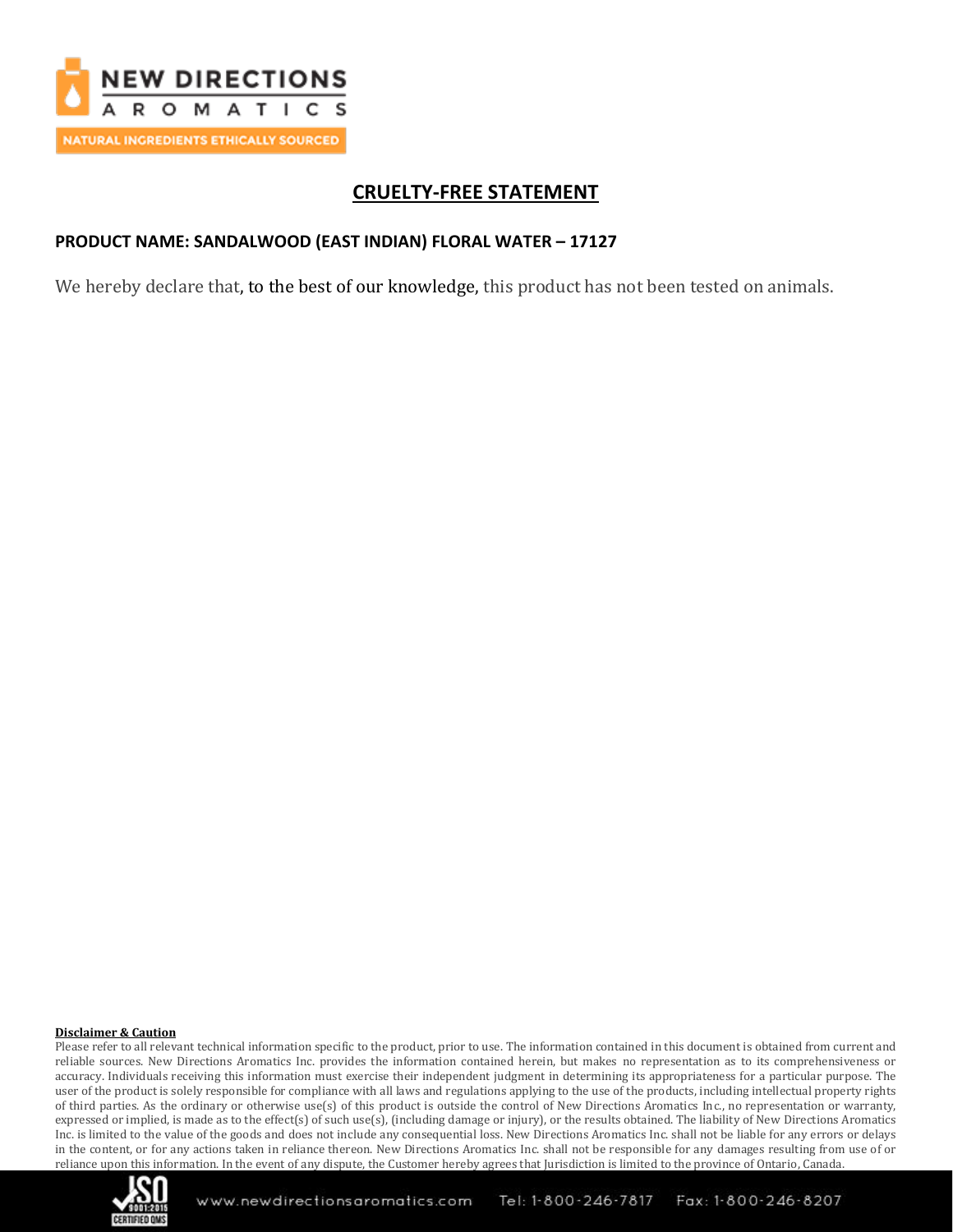## CRUELTY-FREE STATEMENT

**PRODUCT NAME: SANDALWOOD (EAST INDIAN) FLORAL WATER – 17127**

We hereby declare that, to the best of our knowledge, this product has not been tested on animals.

**Disclaimer & Caution**

Please refer to all relevant technical information specific to the product, prior to use. The information contained in this document is obtained from current and reliable sources. New Directions Aromatics Inc. provides the information contained herein, but makes no representation as to its comprehensiveness or accuracy. Individuals receiving this information must exercise their independent judgment in determining its appropriateness for a particular purpose. The user of the product is solely responsible for compliance with all laws and regulations applying to the use of the products, including intellectual property rights of third parties. As the ordinary or otherwise use(s) of this product is outside the control of New Directions Aromatics Inc., no representation or warranty, expressed or implied, is made as to the effect(s) of such use(s), (including damage or injury), or the results obtained. The liability of New Directions Aromatics Inc. is limited to the value of the goods and does not include any consequential loss. New Directions Aromatics Inc. shall not be liable for any errors or delays in the content, or for any actions taken in reliance thereon. New Directions Aromatics Inc. shall not be responsible for any damages resulting from use of or reliance upon this information. In the event of any dispute, the Customer hereby agrees that Jurisdiction is limited to the province of Ontario, Canada.

www.newdirectionsaromatics.com Tel: 1-800-246-7817 Fax: 1-800-246-8207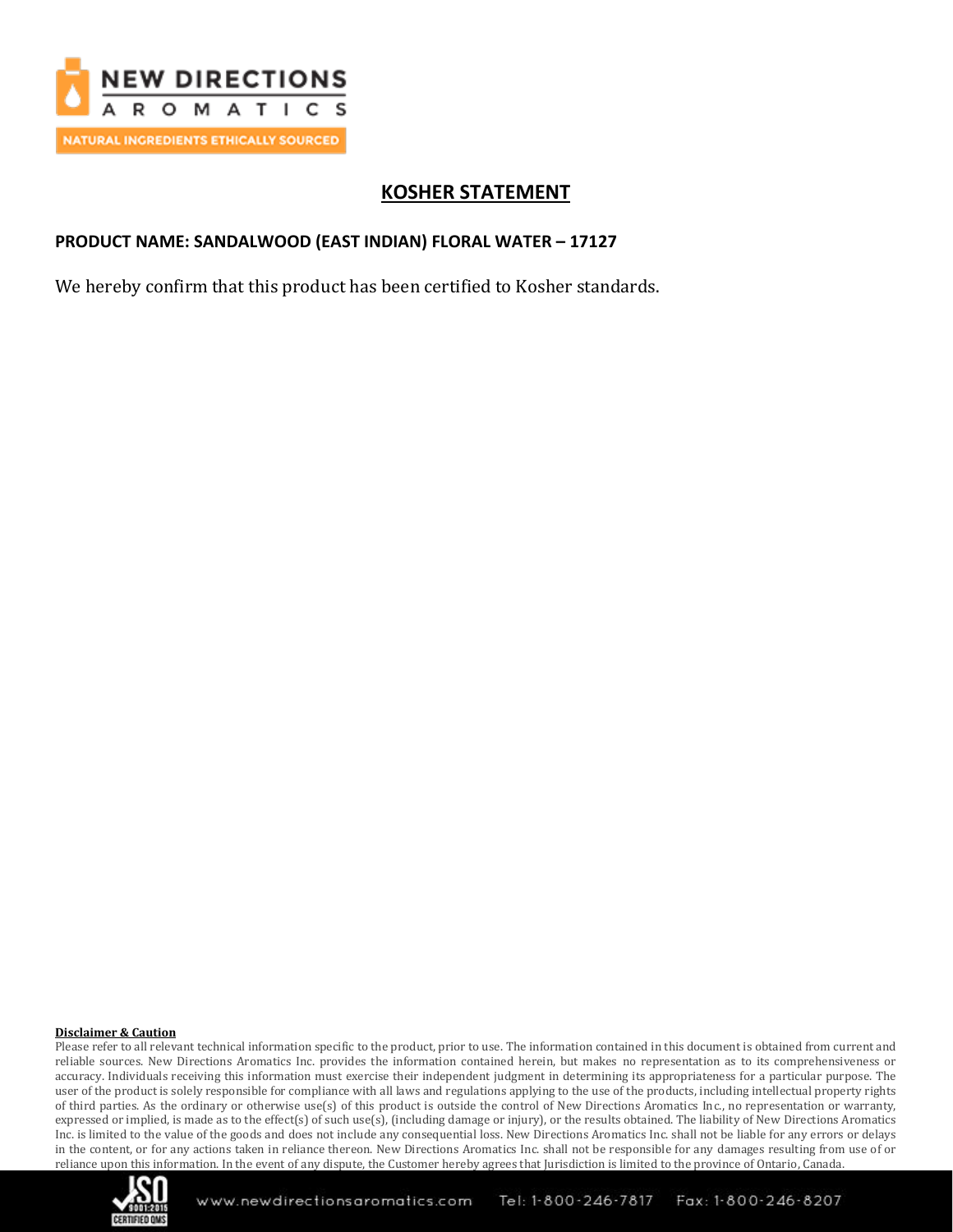# KOSHER STATEMENT

**PRODUCT NAME: SANDALWOOD (EAST INDIAN) FLORAL WATER – 17127**

We hereby confirm that this product has been certified to Kosher standards.

**Disclaimer & Caution**

Please refer to all relevant technical information specific to the product, prior to use. The information contained in this document is obtained from current and reliable sources. New Directions Aromatics Inc. provides the information contained herein, but makes no representation as to its comprehensiveness or accuracy. Individuals receiving this information must exercise their independent judgment in determining its appropriateness for a particular purpose. The user of the product is solely responsible for compliance with all laws and regulations applying to the use of the products, including intellectual property rights of third parties. As the ordinary or otherwise use(s) of this product is outside the control of New Directions Aromatics Inc., no representation or warranty, expressed or implied, is made as to the effect(s) of such use(s), (including damage or injury), or the results obtained. The liability of New Directions Aromatics Inc. is limited to the value of the goods and does not include any consequential loss. New Directions Aromatics Inc. shall not be liable for any errors or delays in the content, or for any actions taken in reliance thereon. New Directions Aromatics Inc. shall not be responsible for any damages resulting from use of or reliance upon this information. In the event of any dispute, the Customer hereby agrees that Jurisdiction is limited to the province of Ontario, Canada.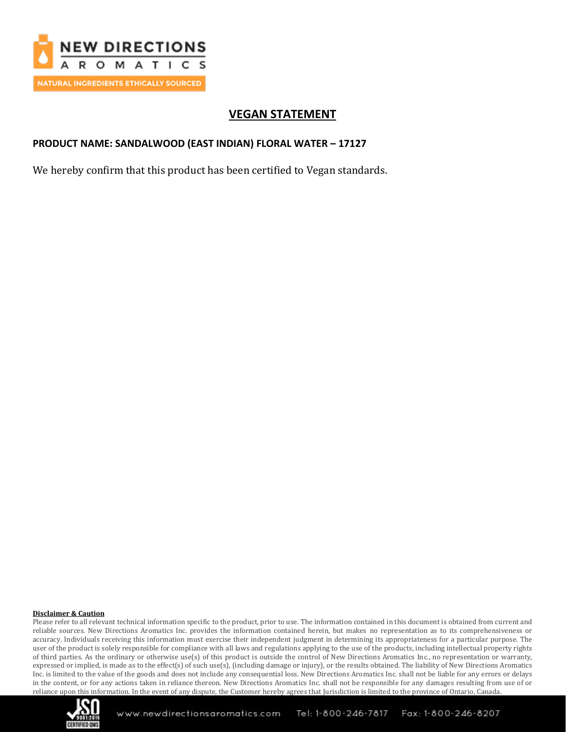# VEGAN STATEMENT

**PRODUCT NAME: SANDALWOOD (EAST INDIAN) FLORAL WATER – 17127**

We hereby confirm that this product has been certified to Vegan standards.

**Disclaimer & Caution**

Please refer to all relevant technical information specific to the product, prior to use. The information contained in this document is obtained from current and reliable sources. New Directions Aromatics Inc. provides the information contained herein, but makes no representation as to its comprehensiveness or accuracy. Individuals receiving this information must exercise their independent judgment in determining its appropriateness for a particular purpose. The user of the product is solely responsible for compliance with all laws and regulations applying to the use of the products, including intellectual property rights of third parties. As the ordinary or otherwise use(s) of this product is outside the control of New Directions Aromatics Inc., no representation or warranty, expressed or implied, is made as to the effect(s) of such use(s), (including damage or injury), or the results obtained. The liability of New Directions Aromatics Inc. is limited to the value of the goods and does not include any consequential loss. New Directions Aromatics Inc. shall not be liable for any errors or delays in the content, or for any actions taken in reliance thereon. New Directions Aromatics Inc. shall not be responsible for any damages resulting from use of or reliance upon this information. In the event of any dispute, the Customer hereby agrees that Jurisdiction is limited to the province of Ontario, Canada.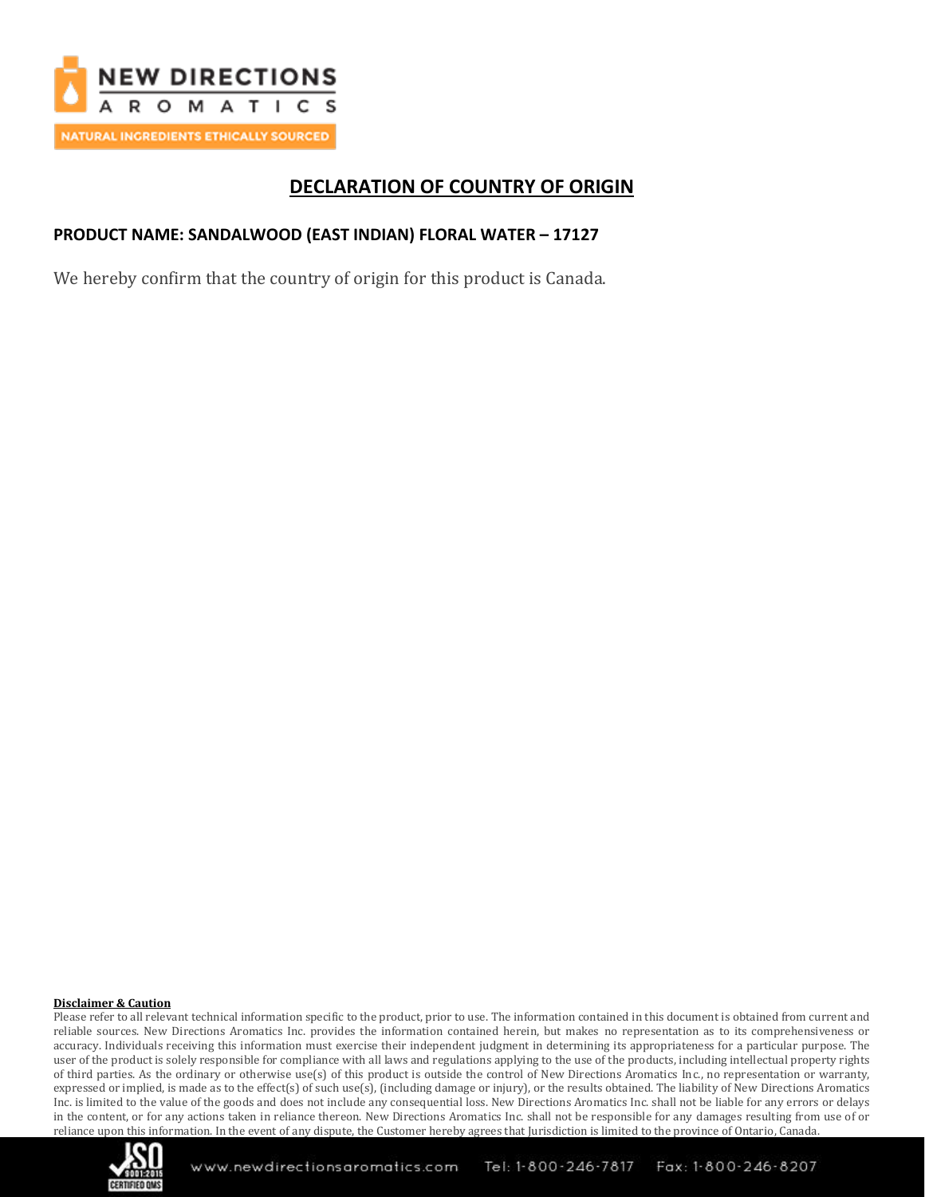NEW DIRECTIONS
AROMATICS
NATURAL INGREDIENTS ETHICALLY SOURCED

# DECLARATION OF COUNTRY OF ORIGIN

**PRODUCT NAME: SANDALWOOD (EAST INDIAN) FLORAL WATER – 17127**

We hereby confirm that the country of origin for this product is Canada.

**Disclaimer & Caution**

Please refer to all relevant technical information specific to the product, prior to use. The information contained in this document is obtained from current and reliable sources. New Directions Aromatics Inc. provides the information contained herein, but makes no representation as to its comprehensiveness or accuracy. Individuals receiving this information must exercise their independent judgment in determining its appropriateness for a particular purpose. The user of the product is solely responsible for compliance with all laws and regulations applying to the use of the products, including intellectual property rights of third parties. As the ordinary or otherwise use(s) of this product is outside the control of New Directions Aromatics Inc., no representation or warranty, expressed or implied, is made as to the effect(s) of such use(s), (including damage or injury), or the results obtained. The liability of New Directions Aromatics Inc. is limited to the value of the goods and does not include any consequential loss. New Directions Aromatics Inc. shall not be liable for any errors or delays in the content, or for any actions taken in reliance thereon. New Directions Aromatics Inc. shall not be responsible for any damages resulting from use of or reliance upon this information. In the event of any dispute, the Customer hereby agrees that Jurisdiction is limited to the province of Ontario, Canada.

www.newdirectionsaromatics.com Tel: 1-800-246-7817 Fax: 1-800-246-8207